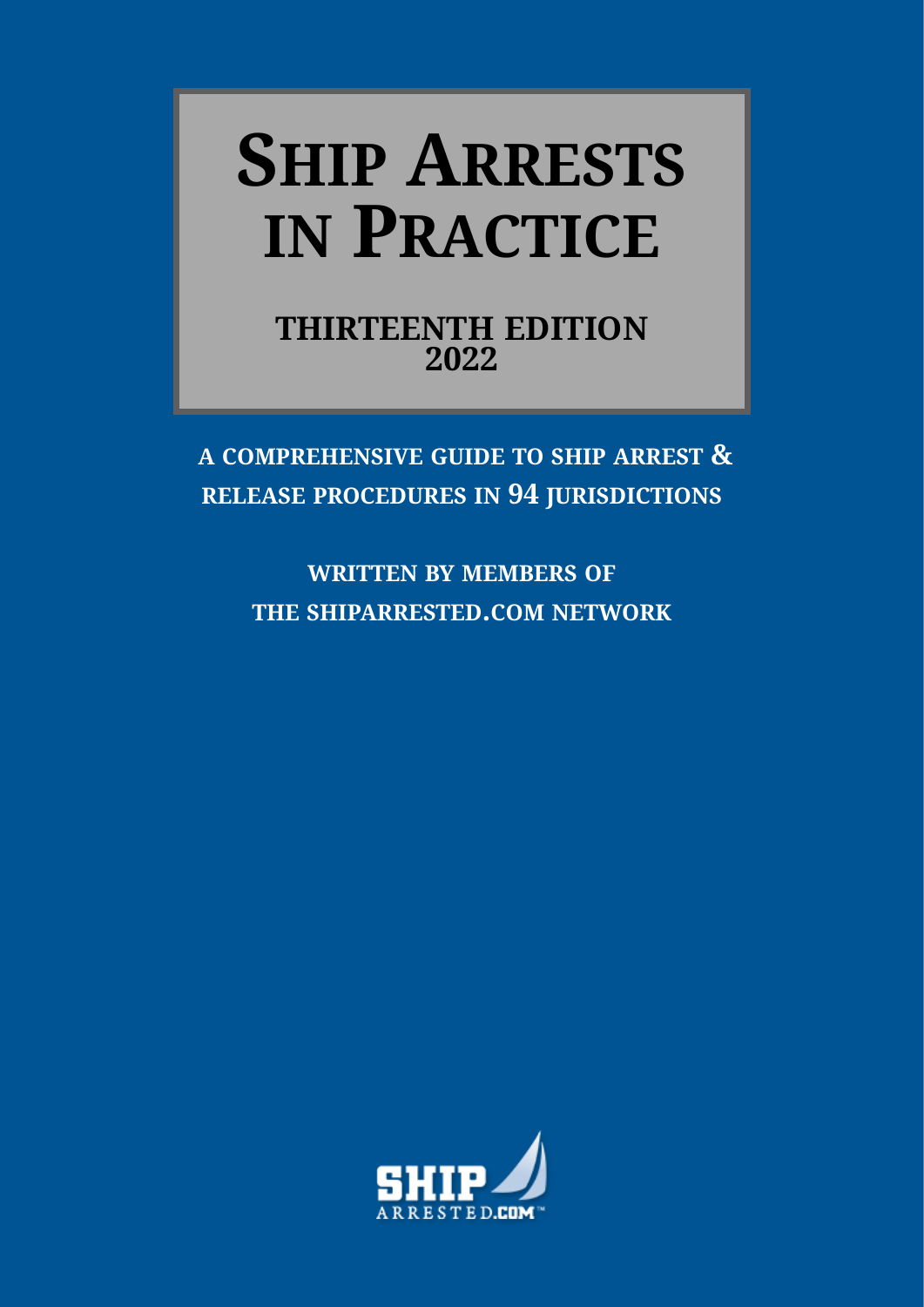# Ship Arrests in Practice

**THIRTEENTH EDITION**
**2022**

**A COMPREHENSIVE GUIDE TO SHIP ARREST & RELEASE PROCEDURES IN 94 JURISDICTIONS**

**WRITTEN BY MEMBERS OF THE SHIPARRESTED.COM NETWORK**

SHIP ARRESTED.COM™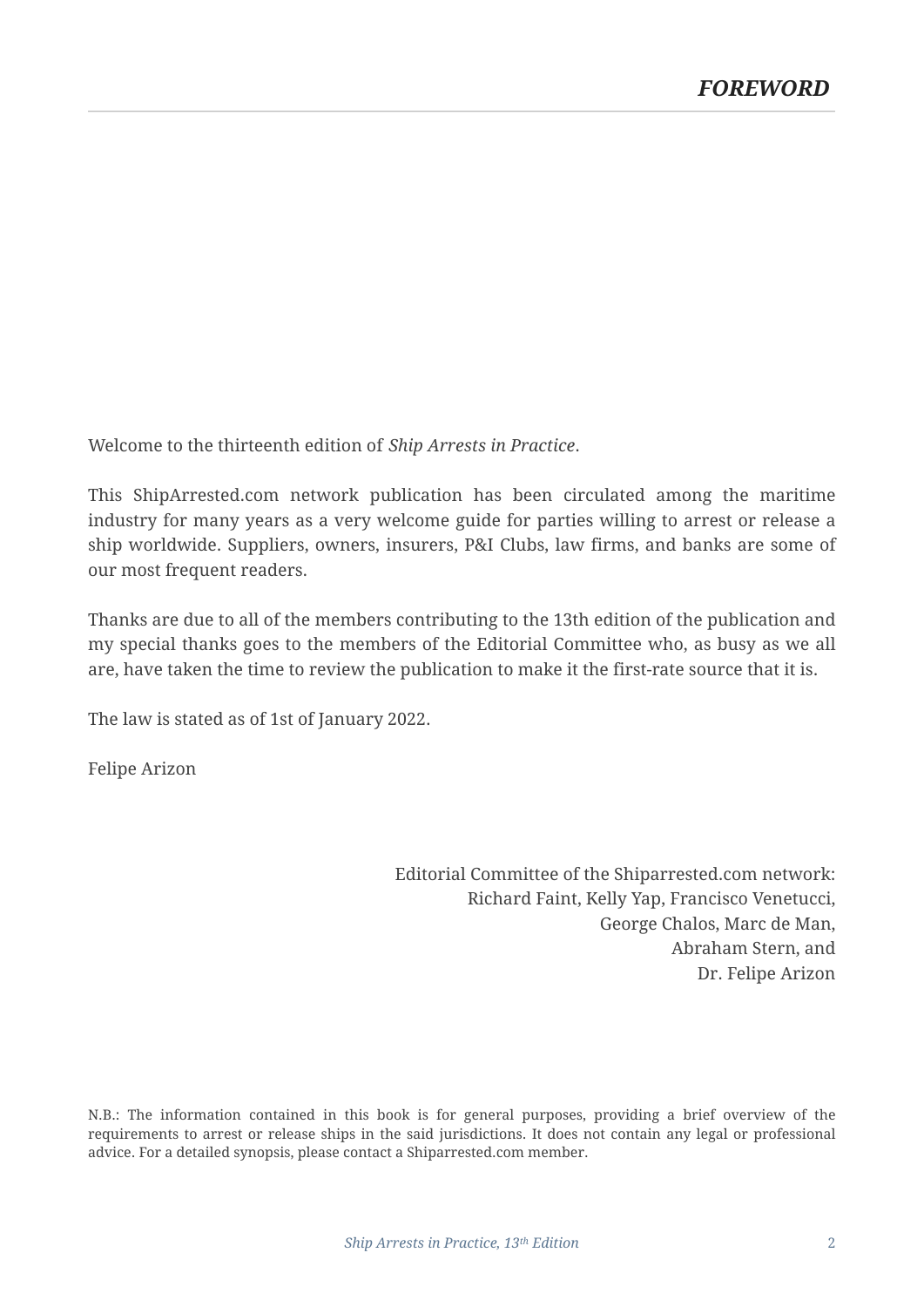# *FOREWORD*

Welcome to the thirteenth edition of *Ship Arrests in Practice*.

This ShipArrested.com network publication has been circulated among the maritime industry for many years as a very welcome guide for parties willing to arrest or release a ship worldwide. Suppliers, owners, insurers, P&I Clubs, law firms, and banks are some of our most frequent readers.

Thanks are due to all of the members contributing to the 13th edition of the publication and my special thanks goes to the members of the Editorial Committee who, as busy as we all are, have taken the time to review the publication to make it the first-rate source that it is.

The law is stated as of 1st of January 2022.

Felipe Arizon

Editorial Committee of the Shiparrested.com network:
Richard Faint, Kelly Yap, Francisco Venetucci,
George Chalos, Marc de Man,
Abraham Stern, and
Dr. Felipe Arizon

N.B.: The information contained in this book is for general purposes, providing a brief overview of the requirements to arrest or release ships in the said jurisdictions. It does not contain any legal or professional advice. For a detailed synopsis, please contact a Shiparrested.com member.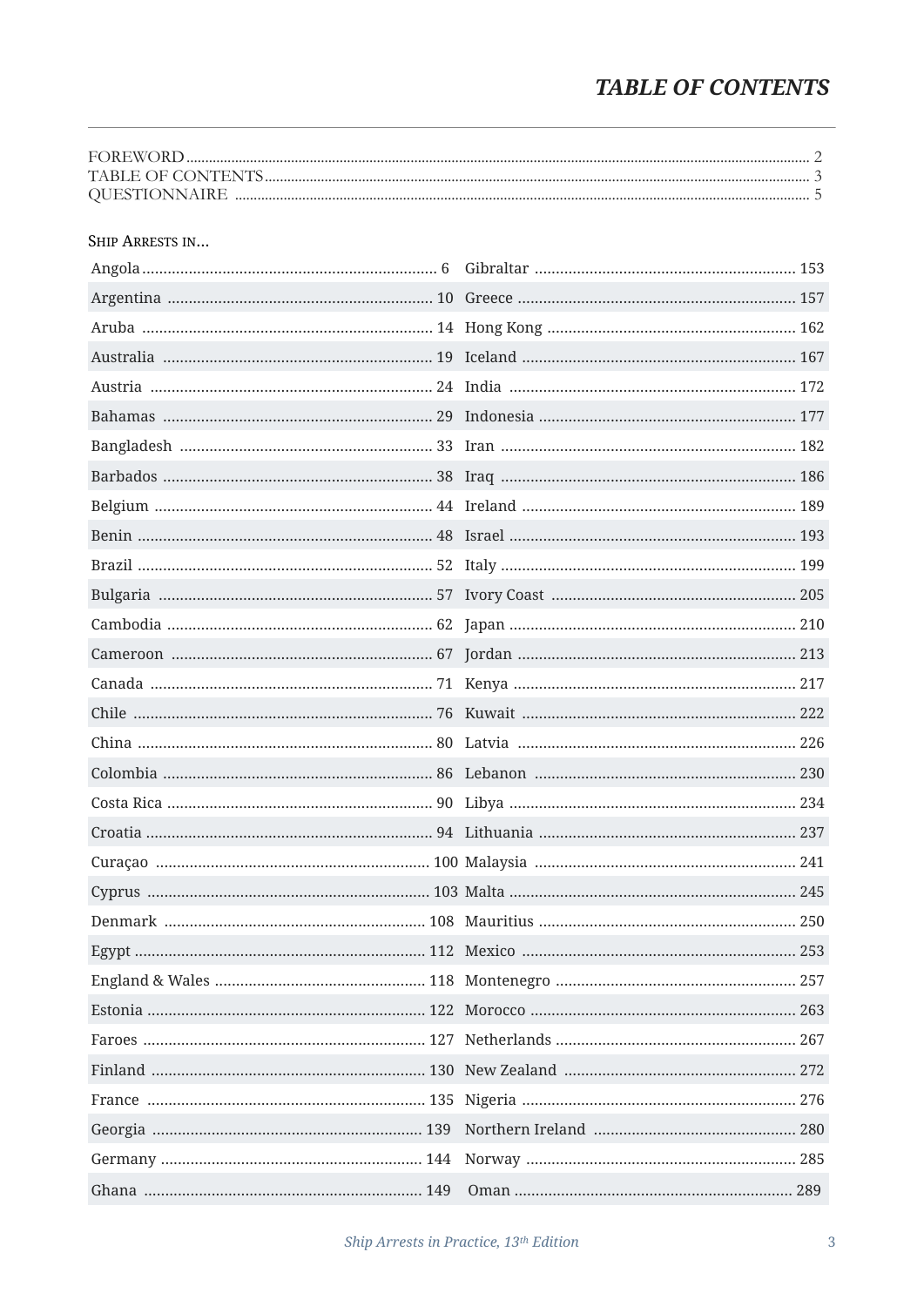# TABLE OF CONTENTS

FOREWORD ........ 2
TABLE OF CONTENTS ........ 3
QUESTIONNAIRE ........ 5

## Ship Arrests in...

| | |
|---|---|
| Angola ........ 6 | Gibraltar ........ 153 |
| Argentina ........ 10 | Greece ........ 157 |
| Aruba ........ 14 | Hong Kong ........ 162 |
| Australia ........ 19 | Iceland ........ 167 |
| Austria ........ 24 | India ........ 172 |
| Bahamas ........ 29 | Indonesia ........ 177 |
| Bangladesh ........ 33 | Iran ........ 182 |
| Barbados ........ 38 | Iraq ........ 186 |
| Belgium ........ 44 | Ireland ........ 189 |
| Benin ........ 48 | Israel ........ 193 |
| Brazil ........ 52 | Italy ........ 199 |
| Bulgaria ........ 57 | Ivory Coast ........ 205 |
| Cambodia ........ 62 | Japan ........ 210 |
| Cameroon ........ 67 | Jordan ........ 213 |
| Canada ........ 71 | Kenya ........ 217 |
| Chile ........ 76 | Kuwait ........ 222 |
| China ........ 80 | Latvia ........ 226 |
| Colombia ........ 86 | Lebanon ........ 230 |
| Costa Rica ........ 90 | Libya ........ 234 |
| Croatia ........ 94 | Lithuania ........ 237 |
| Curaçao ........ 100 | Malaysia ........ 241 |
| Cyprus ........ 103 | Malta ........ 245 |
| Denmark ........ 108 | Mauritius ........ 250 |
| Egypt ........ 112 | Mexico ........ 253 |
| England & Wales ........ 118 | Montenegro ........ 257 |
| Estonia ........ 122 | Morocco ........ 263 |
| Faroes ........ 127 | Netherlands ........ 267 |
| Finland ........ 130 | New Zealand ........ 272 |
| France ........ 135 | Nigeria ........ 276 |
| Georgia ........ 139 | Northern Ireland ........ 280 |
| Germany ........ 144 | Norway ........ 285 |
| Ghana ........ 149 | Oman ........ 289 |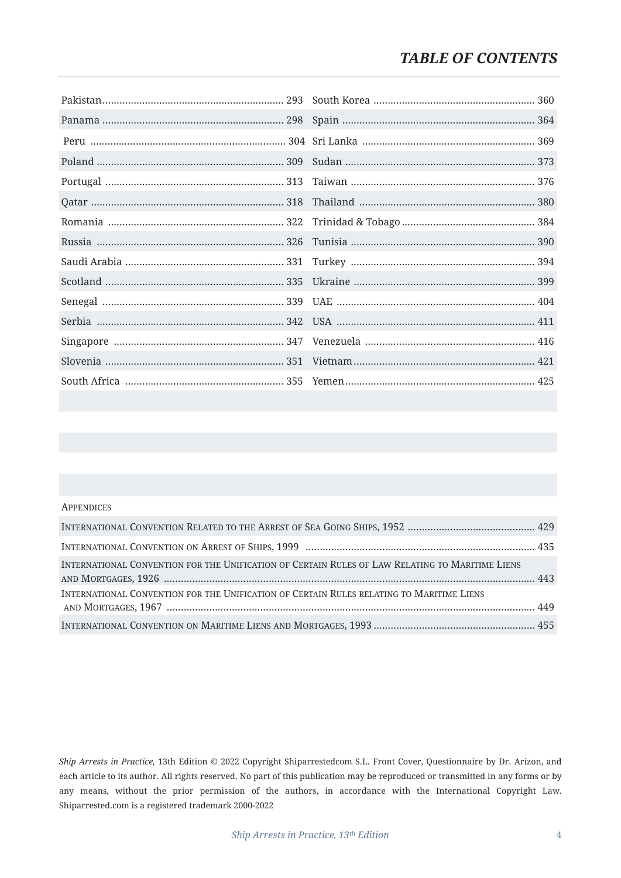## TABLE OF CONTENTS

Pakistan ..... 293
Panama ..... 298
Peru ..... 304
Poland ..... 309
Portugal ..... 313
Qatar ..... 318
Romania ..... 322
Russia ..... 326
Saudi Arabia ..... 331
Scotland ..... 335
Senegal ..... 339
Serbia ..... 342
Singapore ..... 347
Slovenia ..... 351
South Africa ..... 355
South Korea ..... 360
Spain ..... 364
Sri Lanka ..... 369
Sudan ..... 373
Taiwan ..... 376
Thailand ..... 380
Trinidad & Tobago ..... 384
Tunisia ..... 390
Turkey ..... 394
Ukraine ..... 399
UAE ..... 404
USA ..... 411
Venezuela ..... 416
Vietnam ..... 421
Yemen ..... 425

APPENDICES

International Convention Related to the Arrest of Sea Going Ships, 1952 ..... 429
International Convention on Arrest of Ships, 1999 ..... 435
International Convention for the Unification of Certain Rules of Law Relating to Maritime Liens and Mortgages, 1926 ..... 443
International Convention for the Unification of Certain Rules relating to Maritime Liens and Mortgages, 1967 ..... 449
International Convention on Maritime Liens and Mortgages, 1993 ..... 455

*Ship Arrests in Practice,* 13th Edition © 2022 Copyright Shiparrestedcom S.L. Front Cover, Questionnaire by Dr. Arizon, and each article to its author. All rights reserved. No part of this publication may be reproduced or transmitted in any forms or by any means, without the prior permission of the authors, in accordance with the International Copyright Law. Shiparrested.com is a registered trademark 2000-2022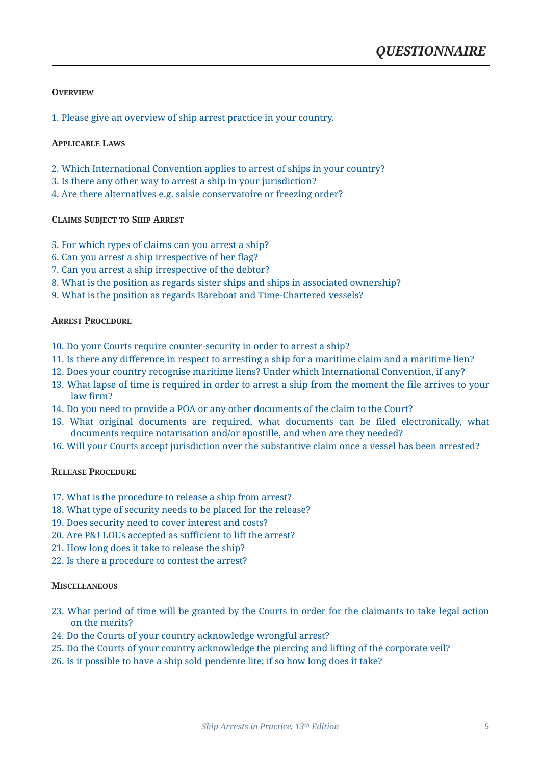# QUESTIONNAIRE

### Overview

1. Please give an overview of ship arrest practice in your country.

### Applicable Laws

2. Which International Convention applies to arrest of ships in your country?
3. Is there any other way to arrest a ship in your jurisdiction?
4. Are there alternatives e.g. saisie conservatoire or freezing order?

### Claims Subject to Ship Arrest

5. For which types of claims can you arrest a ship?
6. Can you arrest a ship irrespective of her flag?
7. Can you arrest a ship irrespective of the debtor?
8. What is the position as regards sister ships and ships in associated ownership?
9. What is the position as regards Bareboat and Time-Chartered vessels?

### Arrest Procedure

10. Do your Courts require counter-security in order to arrest a ship?
11. Is there any difference in respect to arresting a ship for a maritime claim and a maritime lien?
12. Does your country recognise maritime liens? Under which International Convention, if any?
13. What lapse of time is required in order to arrest a ship from the moment the file arrives to your law firm?
14. Do you need to provide a POA or any other documents of the claim to the Court?
15. What original documents are required, what documents can be filed electronically, what documents require notarisation and/or apostille, and when are they needed?
16. Will your Courts accept jurisdiction over the substantive claim once a vessel has been arrested?

### Release Procedure

17. What is the procedure to release a ship from arrest?
18. What type of security needs to be placed for the release?
19. Does security need to cover interest and costs?
20. Are P&I LOUs accepted as sufficient to lift the arrest?
21. How long does it take to release the ship?
22. Is there a procedure to contest the arrest?

### Miscellaneous

23. What period of time will be granted by the Courts in order for the claimants to take legal action on the merits?
24. Do the Courts of your country acknowledge wrongful arrest?
25. Do the Courts of your country acknowledge the piercing and lifting of the corporate veil?
26. Is it possible to have a ship sold pendente lite; if so how long does it take?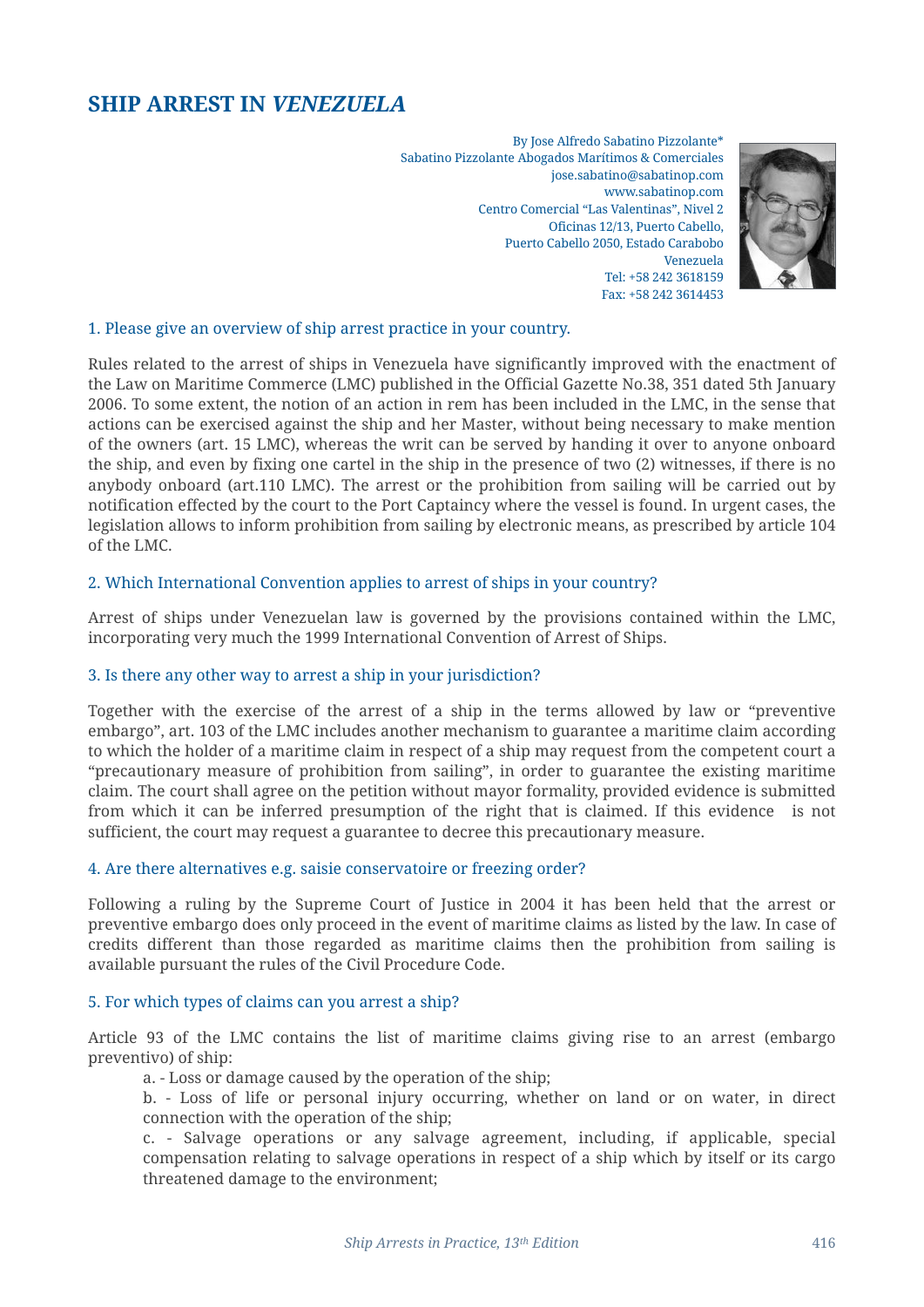# SHIP ARREST IN *VENEZUELA*

By Jose Alfredo Sabatino Pizzolante*
Sabatino Pizzolante Abogados Marítimos & Comerciales
jose.sabatino@sabatinop.com
www.sabatinop.com
Centro Comercial "Las Valentinas", Nivel 2
Oficinas 12/13, Puerto Cabello,
Puerto Cabello 2050, Estado Carabobo
Venezuela
Tel: +58 242 3618159
Fax: +58 242 3614453

### 1. Please give an overview of ship arrest practice in your country.

Rules related to the arrest of ships in Venezuela have significantly improved with the enactment of the Law on Maritime Commerce (LMC) published in the Official Gazette No.38, 351 dated 5th January 2006. To some extent, the notion of an action in rem has been included in the LMC, in the sense that actions can be exercised against the ship and her Master, without being necessary to make mention of the owners (art. 15 LMC), whereas the writ can be served by handing it over to anyone onboard the ship, and even by fixing one cartel in the ship in the presence of two (2) witnesses, if there is no anybody onboard (art.110 LMC). The arrest or the prohibition from sailing will be carried out by notification effected by the court to the Port Captaincy where the vessel is found. In urgent cases, the legislation allows to inform prohibition from sailing by electronic means, as prescribed by article 104 of the LMC.

### 2. Which International Convention applies to arrest of ships in your country?

Arrest of ships under Venezuelan law is governed by the provisions contained within the LMC, incorporating very much the 1999 International Convention of Arrest of Ships.

### 3. Is there any other way to arrest a ship in your jurisdiction?

Together with the exercise of the arrest of a ship in the terms allowed by law or "preventive embargo", art. 103 of the LMC includes another mechanism to guarantee a maritime claim according to which the holder of a maritime claim in respect of a ship may request from the competent court a "precautionary measure of prohibition from sailing", in order to guarantee the existing maritime claim. The court shall agree on the petition without mayor formality, provided evidence is submitted from which it can be inferred presumption of the right that is claimed. If this evidence is not sufficient, the court may request a guarantee to decree this precautionary measure.

### 4. Are there alternatives e.g. saisie conservatoire or freezing order?

Following a ruling by the Supreme Court of Justice in 2004 it has been held that the arrest or preventive embargo does only proceed in the event of maritime claims as listed by the law. In case of credits different than those regarded as maritime claims then the prohibition from sailing is available pursuant the rules of the Civil Procedure Code.

### 5. For which types of claims can you arrest a ship?

Article 93 of the LMC contains the list of maritime claims giving rise to an arrest (embargo preventivo) of ship:

a. - Loss or damage caused by the operation of the ship;

b. - Loss of life or personal injury occurring, whether on land or on water, in direct connection with the operation of the ship;

c. - Salvage operations or any salvage agreement, including, if applicable, special compensation relating to salvage operations in respect of a ship which by itself or its cargo threatened damage to the environment;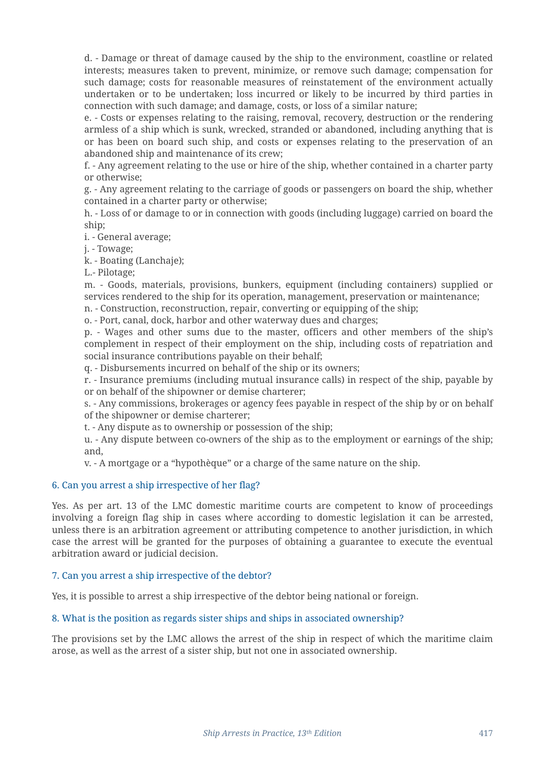d. - Damage or threat of damage caused by the ship to the environment, coastline or related interests; measures taken to prevent, minimize, or remove such damage; compensation for such damage; costs for reasonable measures of reinstatement of the environment actually undertaken or to be undertaken; loss incurred or likely to be incurred by third parties in connection with such damage; and damage, costs, or loss of a similar nature;

e. - Costs or expenses relating to the raising, removal, recovery, destruction or the rendering armless of a ship which is sunk, wrecked, stranded or abandoned, including anything that is or has been on board such ship, and costs or expenses relating to the preservation of an abandoned ship and maintenance of its crew;

f. - Any agreement relating to the use or hire of the ship, whether contained in a charter party or otherwise;

g. - Any agreement relating to the carriage of goods or passengers on board the ship, whether contained in a charter party or otherwise;

h. - Loss of or damage to or in connection with goods (including luggage) carried on board the ship;

i. - General average;

j. - Towage;

k. - Boating (Lanchaje);

L.- Pilotage;

m. - Goods, materials, provisions, bunkers, equipment (including containers) supplied or services rendered to the ship for its operation, management, preservation or maintenance;

n. - Construction, reconstruction, repair, converting or equipping of the ship;

o. - Port, canal, dock, harbor and other waterway dues and charges;

p. - Wages and other sums due to the master, officers and other members of the ship's complement in respect of their employment on the ship, including costs of repatriation and social insurance contributions payable on their behalf;

q. - Disbursements incurred on behalf of the ship or its owners;

r. - Insurance premiums (including mutual insurance calls) in respect of the ship, payable by or on behalf of the shipowner or demise charterer;

s. - Any commissions, brokerages or agency fees payable in respect of the ship by or on behalf of the shipowner or demise charterer;

t. - Any dispute as to ownership or possession of the ship;

u. - Any dispute between co-owners of the ship as to the employment or earnings of the ship; and,

v. - A mortgage or a "hypothèque" or a charge of the same nature on the ship.

### 6. Can you arrest a ship irrespective of her flag?

Yes. As per art. 13 of the LMC domestic maritime courts are competent to know of proceedings involving a foreign flag ship in cases where according to domestic legislation it can be arrested, unless there is an arbitration agreement or attributing competence to another jurisdiction, in which case the arrest will be granted for the purposes of obtaining a guarantee to execute the eventual arbitration award or judicial decision.

### 7. Can you arrest a ship irrespective of the debtor?

Yes, it is possible to arrest a ship irrespective of the debtor being national or foreign.

### 8. What is the position as regards sister ships and ships in associated ownership?

The provisions set by the LMC allows the arrest of the ship in respect of which the maritime claim arose, as well as the arrest of a sister ship, but not one in associated ownership.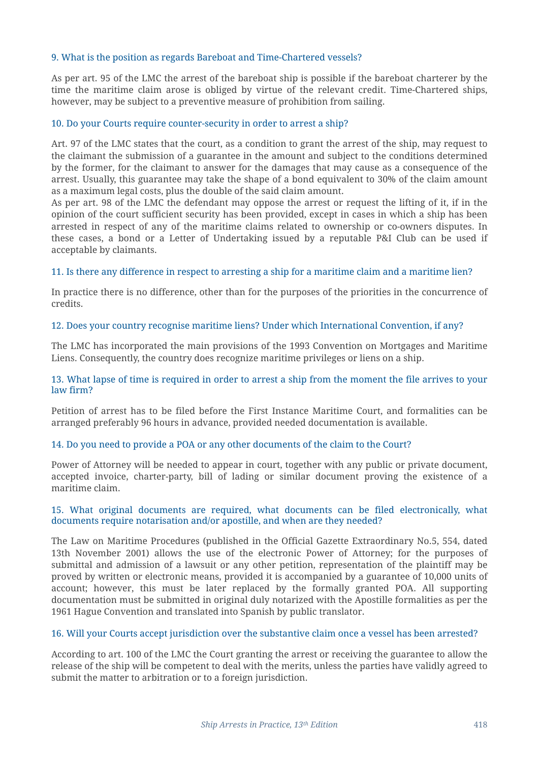### 9. What is the position as regards Bareboat and Time-Chartered vessels?

As per art. 95 of the LMC the arrest of the bareboat ship is possible if the bareboat charterer by the time the maritime claim arose is obliged by virtue of the relevant credit. Time-Chartered ships, however, may be subject to a preventive measure of prohibition from sailing.

### 10. Do your Courts require counter-security in order to arrest a ship?

Art. 97 of the LMC states that the court, as a condition to grant the arrest of the ship, may request to the claimant the submission of a guarantee in the amount and subject to the conditions determined by the former, for the claimant to answer for the damages that may cause as a consequence of the arrest. Usually, this guarantee may take the shape of a bond equivalent to 30% of the claim amount as a maximum legal costs, plus the double of the said claim amount.

As per art. 98 of the LMC the defendant may oppose the arrest or request the lifting of it, if in the opinion of the court sufficient security has been provided, except in cases in which a ship has been arrested in respect of any of the maritime claims related to ownership or co-owners disputes. In these cases, a bond or a Letter of Undertaking issued by a reputable P&I Club can be used if acceptable by claimants.

### 11. Is there any difference in respect to arresting a ship for a maritime claim and a maritime lien?

In practice there is no difference, other than for the purposes of the priorities in the concurrence of credits.

### 12. Does your country recognise maritime liens? Under which International Convention, if any?

The LMC has incorporated the main provisions of the 1993 Convention on Mortgages and Maritime Liens. Consequently, the country does recognize maritime privileges or liens on a ship.

### 13. What lapse of time is required in order to arrest a ship from the moment the file arrives to your law firm?

Petition of arrest has to be filed before the First Instance Maritime Court, and formalities can be arranged preferably 96 hours in advance, provided needed documentation is available.

### 14. Do you need to provide a POA or any other documents of the claim to the Court?

Power of Attorney will be needed to appear in court, together with any public or private document, accepted invoice, charter-party, bill of lading or similar document proving the existence of a maritime claim.

### 15. What original documents are required, what documents can be filed electronically, what documents require notarisation and/or apostille, and when are they needed?

The Law on Maritime Procedures (published in the Official Gazette Extraordinary No.5, 554, dated 13th November 2001) allows the use of the electronic Power of Attorney; for the purposes of submittal and admission of a lawsuit or any other petition, representation of the plaintiff may be proved by written or electronic means, provided it is accompanied by a guarantee of 10,000 units of account; however, this must be later replaced by the formally granted POA. All supporting documentation must be submitted in original duly notarized with the Apostille formalities as per the 1961 Hague Convention and translated into Spanish by public translator.

### 16. Will your Courts accept jurisdiction over the substantive claim once a vessel has been arrested?

According to art. 100 of the LMC the Court granting the arrest or receiving the guarantee to allow the release of the ship will be competent to deal with the merits, unless the parties have validly agreed to submit the matter to arbitration or to a foreign jurisdiction.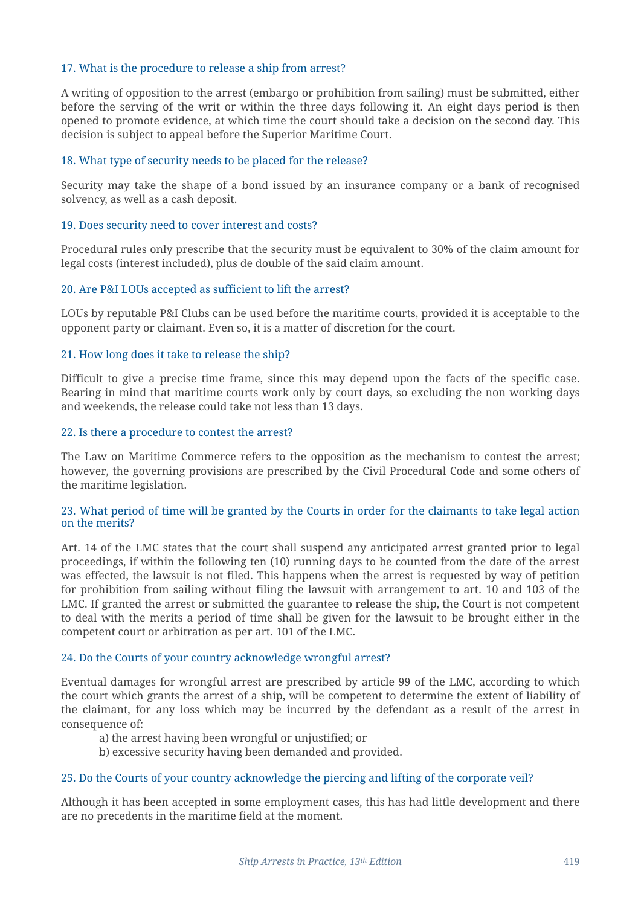### 17. What is the procedure to release a ship from arrest?

A writing of opposition to the arrest (embargo or prohibition from sailing) must be submitted, either before the serving of the writ or within the three days following it. An eight days period is then opened to promote evidence, at which time the court should take a decision on the second day. This decision is subject to appeal before the Superior Maritime Court.

### 18. What type of security needs to be placed for the release?

Security may take the shape of a bond issued by an insurance company or a bank of recognised solvency, as well as a cash deposit.

### 19. Does security need to cover interest and costs?

Procedural rules only prescribe that the security must be equivalent to 30% of the claim amount for legal costs (interest included), plus de double of the said claim amount.

### 20. Are P&I LOUs accepted as sufficient to lift the arrest?

LOUs by reputable P&I Clubs can be used before the maritime courts, provided it is acceptable to the opponent party or claimant. Even so, it is a matter of discretion for the court.

### 21. How long does it take to release the ship?

Difficult to give a precise time frame, since this may depend upon the facts of the specific case. Bearing in mind that maritime courts work only by court days, so excluding the non working days and weekends, the release could take not less than 13 days.

### 22. Is there a procedure to contest the arrest?

The Law on Maritime Commerce refers to the opposition as the mechanism to contest the arrest; however, the governing provisions are prescribed by the Civil Procedural Code and some others of the maritime legislation.

### 23. What period of time will be granted by the Courts in order for the claimants to take legal action on the merits?

Art. 14 of the LMC states that the court shall suspend any anticipated arrest granted prior to legal proceedings, if within the following ten (10) running days to be counted from the date of the arrest was effected, the lawsuit is not filed. This happens when the arrest is requested by way of petition for prohibition from sailing without filing the lawsuit with arrangement to art. 10 and 103 of the LMC. If granted the arrest or submitted the guarantee to release the ship, the Court is not competent to deal with the merits a period of time shall be given for the lawsuit to be brought either in the competent court or arbitration as per art. 101 of the LMC.

### 24. Do the Courts of your country acknowledge wrongful arrest?

Eventual damages for wrongful arrest are prescribed by article 99 of the LMC, according to which the court which grants the arrest of a ship, will be competent to determine the extent of liability of the claimant, for any loss which may be incurred by the defendant as a result of the arrest in consequence of:

a) the arrest having been wrongful or unjustified; or
b) excessive security having been demanded and provided.

### 25. Do the Courts of your country acknowledge the piercing and lifting of the corporate veil?

Although it has been accepted in some employment cases, this has had little development and there are no precedents in the maritime field at the moment.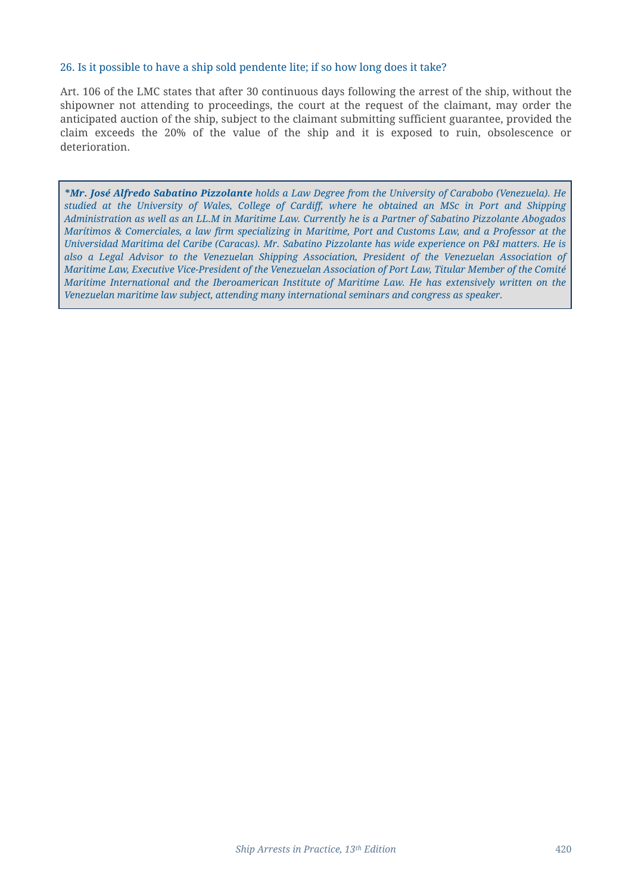### 26. Is it possible to have a ship sold pendente lite; if so how long does it take?

Art. 106 of the LMC states that after 30 continuous days following the arrest of the ship, without the shipowner not attending to proceedings, the court at the request of the claimant, may order the anticipated auction of the ship, subject to the claimant submitting sufficient guarantee, provided the claim exceeds the 20% of the value of the ship and it is exposed to ruin, obsolescence or deterioration.

> ***\*Mr. José Alfredo Sabatino Pizzolante** holds a Law Degree from the University of Carabobo (Venezuela). He studied at the University of Wales, College of Cardiff, where he obtained an MSc in Port and Shipping Administration as well as an LL.M in Maritime Law. Currently he is a Partner of Sabatino Pizzolante Abogados Marítimos & Comerciales, a law firm specializing in Maritime, Port and Customs Law, and a Professor at the Universidad Maritima del Caribe (Caracas). Mr. Sabatino Pizzolante has wide experience on P&I matters. He is also a Legal Advisor to the Venezuelan Shipping Association, President of the Venezuelan Association of Maritime Law, Executive Vice-President of the Venezuelan Association of Port Law, Titular Member of the Comité Maritime International and the Iberoamerican Institute of Maritime Law. He has extensively written on the Venezuelan maritime law subject, attending many international seminars and congress as speaker.*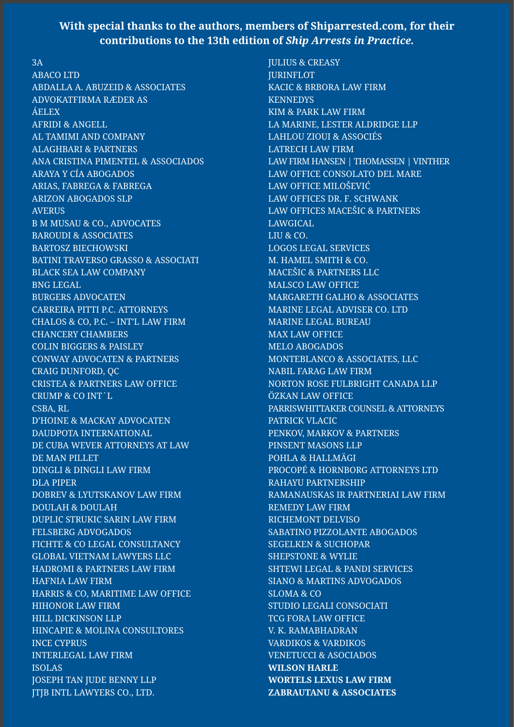**With special thanks to the authors, members of Shiparrested.com, for their contributions to the 13th edition of *Ship Arrests in Practice.***

3A
ABACO LTD
ABDALLA A. ABUZEID & ASSOCIATES
ADVOKATFIRMA RÆDER AS
ÁELEX
AFRIDI & ANGELL
AL TAMIMI AND COMPANY
ALAGHBARI & PARTNERS
ANA CRISTINA PIMENTEL & ASSOCIADOS
ARAYA Y CÍA ABOGADOS
ARIAS, FABREGA & FABREGA
ARIZON ABOGADOS SLP
AVERUS
B M MUSAU & CO., ADVOCATES
BAROUDI & ASSOCIATES
BARTOSZ BIECHOWSKI
BATINI TRAVERSO GRASSO & ASSOCIATI
BLACK SEA LAW COMPANY
BNG LEGAL
BURGERS ADVOCATEN
CARREIRA PITTI P.C. ATTORNEYS
CHALOS & CO, P.C. – INT'L LAW FIRM
CHANCERY CHAMBERS
COLIN BIGGERS & PAISLEY
CONWAY ADVOCATEN & PARTNERS
CRAIG DUNFORD, QC
CRISTEA & PARTNERS LAW OFFICE
CRUMP & CO INT´L
CSBA, RL
D'HOINE & MACKAY ADVOCATEN
DAUDPOTA INTERNATIONAL
DE CUBA WEVER ATTORNEYS AT LAW
DE MAN PILLET
DINGLI & DINGLI LAW FIRM
DLA PIPER
DOBREV & LYUTSKANOV LAW FIRM
DOULAH & DOULAH
DUPLIC STRUKIC SARIN LAW FIRM
FELSBERG ADVOGADOS
FICHTE & CO LEGAL CONSULTANCY
GLOBAL VIETNAM LAWYERS LLC
HADROMI & PARTNERS LAW FIRM
HAFNIA LAW FIRM
HARRIS & CO, MARITIME LAW OFFICE
HIHONOR LAW FIRM
HILL DICKINSON LLP
HINCAPIE & MOLINA CONSULTORES
INCE CYPRUS
INTERLEGAL LAW FIRM
ISOLAS
JOSEPH TAN JUDE BENNY LLP
JTJB INTL LAWYERS CO., LTD.
JULIUS & CREASY
JURINFLOT
KACIC & BRBORA LAW FIRM
KENNEDYS
KIM & PARK LAW FIRM
LA MARINE, LESTER ALDRIDGE LLP
LAHLOU ZIOUI & ASSOCIÉS
LATRECH LAW FIRM
LAW FIRM HANSEN | THOMASSEN | VINTHER
LAW OFFICE CONSOLATO DEL MARE
LAW OFFICE MILOŠEVIĆ
LAW OFFICES DR. F. SCHWANK
LAW OFFICES MACEŠIC & PARTNERS
LAWGICAL
LIU & CO.
LOGOS LEGAL SERVICES
M. HAMEL SMITH & CO.
MACEŠIC & PARTNERS LLC
MALSCO LAW OFFICE
MARGARETH GALHO & ASSOCIATES
MARINE LEGAL ADVISER CO. LTD
MARINE LEGAL BUREAU
MAX LAW OFFICE
MELO ABOGADOS
MONTEBLANCO & ASSOCIATES, LLC
NABIL FARAG LAW FIRM
NORTON ROSE FULBRIGHT CANADA LLP
ÖZKAN LAW OFFICE
PARRISWHITTAKER COUNSEL & ATTORNEYS
PATRICK VLACIC
PENKOV, MARKOV & PARTNERS
PINSENT MASONS LLP
POHLA & HALLMÄGI
PROCOPÉ & HORNBORG ATTORNEYS LTD
RAHAYU PARTNERSHIP
RAMANAUSKAS IR PARTNERIAI LAW FIRM
REMEDY LAW FIRM
RICHEMONT DELVISO
SABATINO PIZZOLANTE ABOGADOS
SEGELKEN & SUCHOPAR
SHEPSTONE & WYLIE
SHTEWI LEGAL & PANDI SERVICES
SIANO & MARTINS ADVOGADOS
SLOMA & CO
STUDIO LEGALI CONSOCIATI
TCG FORA LAW OFFICE
V. K. RAMABHADRAN
VARDIKOS & VARDIKOS
VENETUCCI & ASOCIADOS
**WILSON HARLE**
**WORTELS LEXUS LAW FIRM**
**ZABRAUTANU & ASSOCIATES**